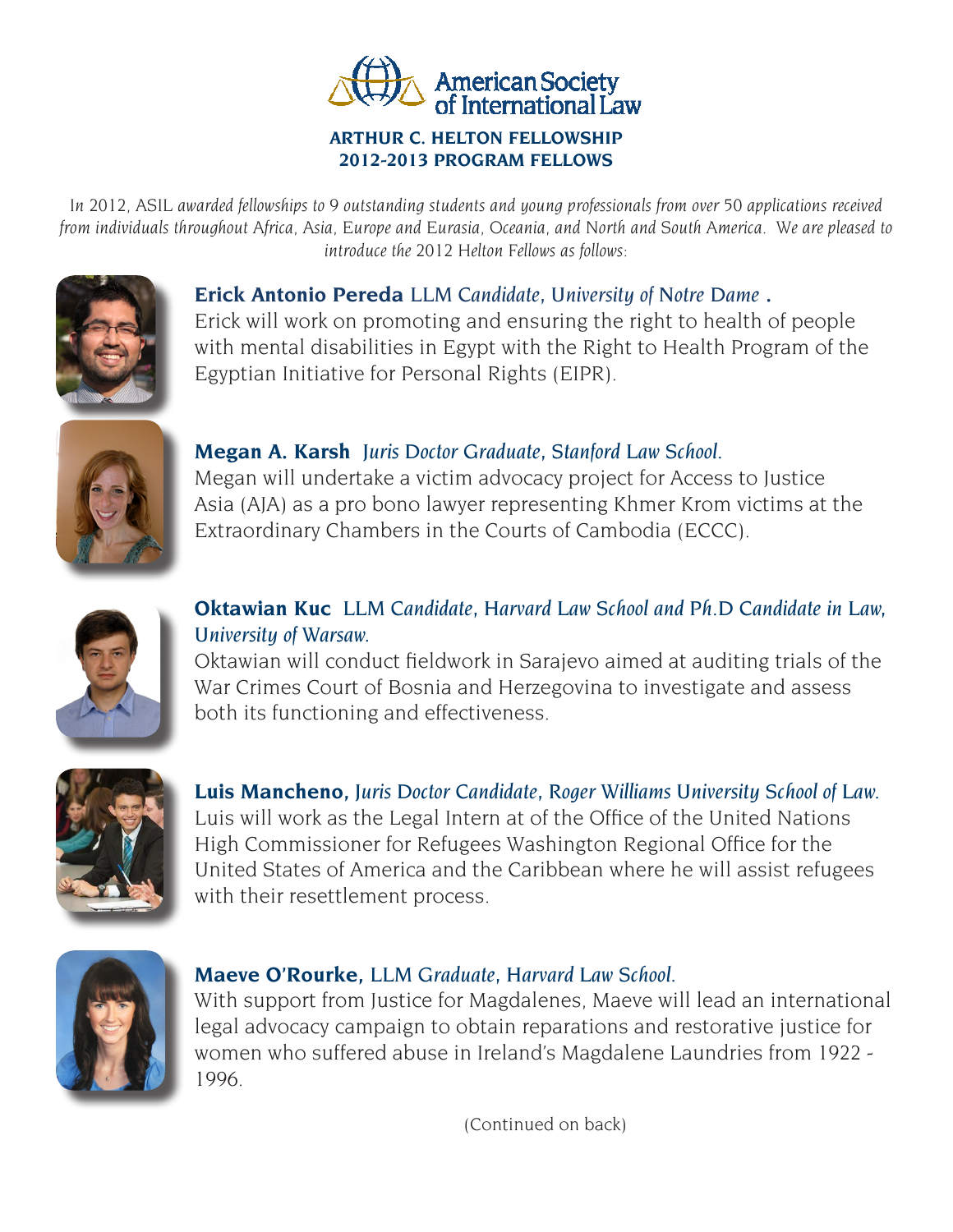American Society of International Law

## ARTHUR C. HELTON FELLOWSHIP
## 2012-2013 PROGRAM FELLOWS

*In 2012, ASIL awarded fellowships to 9 outstanding students and young professionals from over 50 applications received from individuals throughout Africa, Asia, Europe and Eurasia, Oceania, and North and South America. We are pleased to introduce the 2012 Helton Fellows as follows:*

**Erick Antonio Pereda** *LLM Candidate, University of Notre Dame* **.**
Erick will work on promoting and ensuring the right to health of people with mental disabilities in Egypt with the Right to Health Program of the Egyptian Initiative for Personal Rights (EIPR).

**Megan A. Karsh** *Juris Doctor Graduate, Stanford Law School.*
Megan will undertake a victim advocacy project for Access to Justice Asia (AJA) as a pro bono lawyer representing Khmer Krom victims at the Extraordinary Chambers in the Courts of Cambodia (ECCC).

**Oktawian Kuc** *LLM Candidate, Harvard Law School and Ph.D Candidate in Law, University of Warsaw.*
Oktawian will conduct fieldwork in Sarajevo aimed at auditing trials of the War Crimes Court of Bosnia and Herzegovina to investigate and assess both its functioning and effectiveness.

**Luis Mancheno,** *Juris Doctor Candidate, Roger Williams University School of Law.*
Luis will work as the Legal Intern at of the Office of the United Nations High Commissioner for Refugees Washington Regional Office for the United States of America and the Caribbean where he will assist refugees with their resettlement process.

**Maeve O'Rourke,** *LLM Graduate, Harvard Law School.*
With support from Justice for Magdalenes, Maeve will lead an international legal advocacy campaign to obtain reparations and restorative justice for women who suffered abuse in Ireland's Magdalene Laundries from 1922 - 1996.

(Continued on back)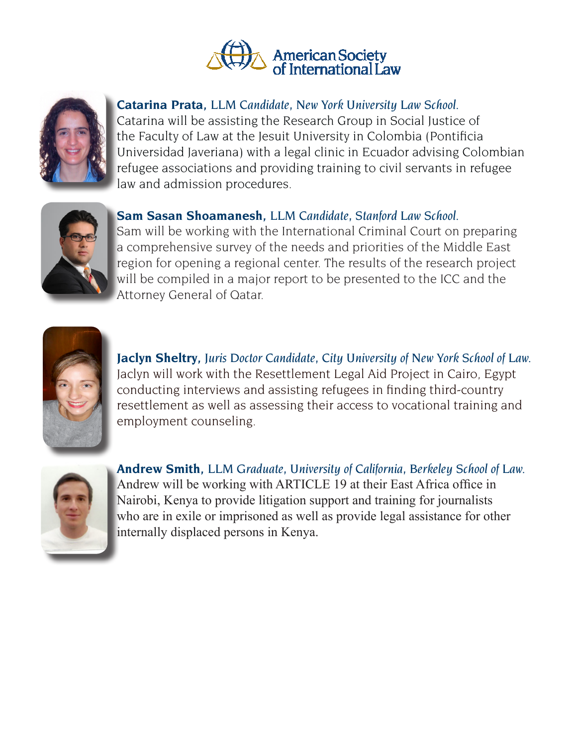American Society of International Law

**Catarina Prata,** *LLM Candidate, New York University Law School.*
Catarina will be assisting the Research Group in Social Justice of the Faculty of Law at the Jesuit University in Colombia (Pontificia Universidad Javeriana) with a legal clinic in Ecuador advising Colombian refugee associations and providing training to civil servants in refugee law and admission procedures.

**Sam Sasan Shoamanesh,** *LLM Candidate, Stanford Law School.*
Sam will be working with the International Criminal Court on preparing a comprehensive survey of the needs and priorities of the Middle East region for opening a regional center. The results of the research project will be compiled in a major report to be presented to the ICC and the Attorney General of Qatar.

**Jaclyn Sheltry,** *Juris Doctor Candidate, City University of New York School of Law.*
Jaclyn will work with the Resettlement Legal Aid Project in Cairo, Egypt conducting interviews and assisting refugees in finding third-country resettlement as well as assessing their access to vocational training and employment counseling.

**Andrew Smith,** *LLM Graduate, University of California, Berkeley School of Law.*
Andrew will be working with ARTICLE 19 at their East Africa office in Nairobi, Kenya to provide litigation support and training for journalists who are in exile or imprisoned as well as provide legal assistance for other internally displaced persons in Kenya.